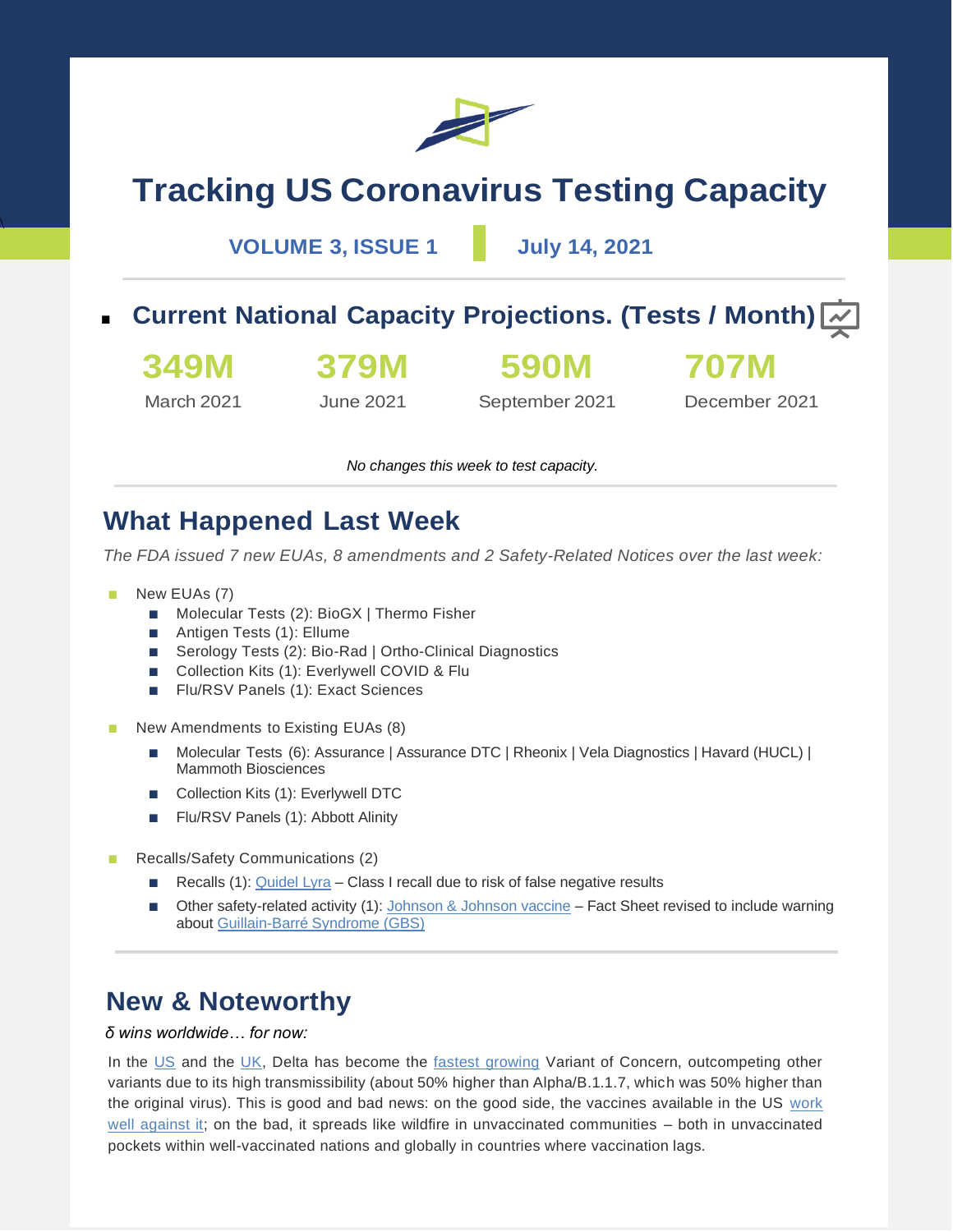# Tracking US Coronavirus Testing Capacity

**VOLUME 3, ISSUE 1** | **July 14, 2021**

## Current National Capacity Projections. (Tests / Month)

| 349M | 379M | 590M | 707M |
|---|---|---|---|
| March 2021 | June 2021 | September 2021 | December 2021 |

*No changes this week to test capacity.*

## What Happened Last Week

*The FDA issued 7 new EUAs, 8 amendments and 2 Safety-Related Notices over the last week:*

- New EUAs (7)
  - Molecular Tests (2): BioGX | Thermo Fisher
  - Antigen Tests (1): Ellume
  - Serology Tests (2): Bio-Rad | Ortho-Clinical Diagnostics
  - Collection Kits (1): Everlywell COVID & Flu
  - Flu/RSV Panels (1): Exact Sciences
- New Amendments to Existing EUAs (8)
  - Molecular Tests (6): Assurance | Assurance DTC | Rheonix | Vela Diagnostics | Havard (HUCL) | Mammoth Biosciences
  - Collection Kits (1): Everlywell DTC
  - Flu/RSV Panels (1): Abbott Alinity
- Recalls/Safety Communications (2)
  - Recalls (1): Quidel Lyra – Class I recall due to risk of false negative results
  - Other safety-related activity (1): Johnson & Johnson vaccine – Fact Sheet revised to include warning about Guillain-Barré Syndrome (GBS)

## New & Noteworthy

*δ wins worldwide… for now:*

In the US and the UK, Delta has become the fastest growing Variant of Concern, outcompeting other variants due to its high transmissibility (about 50% higher than Alpha/B.1.1.7, which was 50% higher than the original virus). This is good and bad news: on the good side, the vaccines available in the US work well against it; on the bad, it spreads like wildfire in unvaccinated communities – both in unvaccinated pockets within well-vaccinated nations and globally in countries where vaccination lags.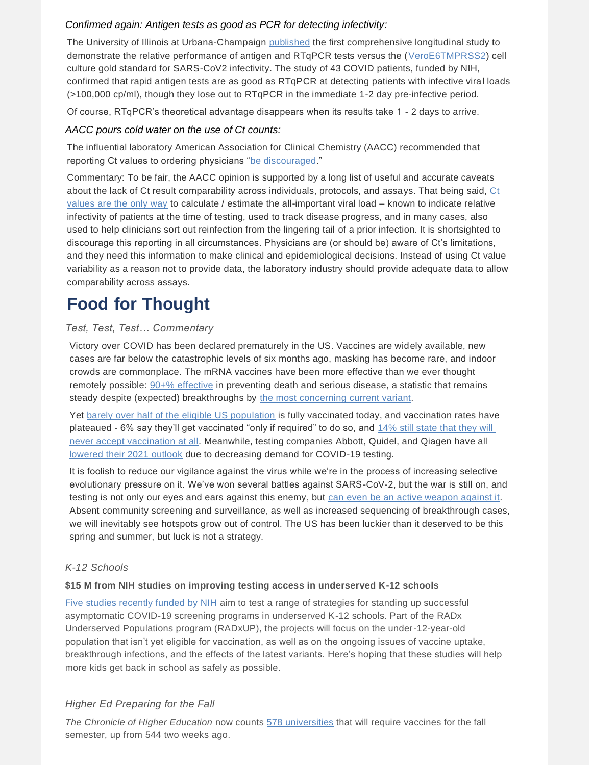*Confirmed again: Antigen tests as good as PCR for detecting infectivity:*

The University of Illinois at Urbana-Champaign published the first comprehensive longitudinal study to demonstrate the relative performance of antigen and RTqPCR tests versus the (VeroE6TMPRSS2) cell culture gold standard for SARS-CoV2 infectivity. The study of 43 COVID patients, funded by NIH, confirmed that rapid antigen tests are as good as RTqPCR at detecting patients with infective viral loads (>100,000 cp/ml), though they lose out to RTqPCR in the immediate 1-2 day pre-infective period.

Of course, RTqPCR's theoretical advantage disappears when its results take 1 - 2 days to arrive.

*AACC pours cold water on the use of Ct counts:*

The influential laboratory American Association for Clinical Chemistry (AACC) recommended that reporting Ct values to ordering physicians "be discouraged."

Commentary: To be fair, the AACC opinion is supported by a long list of useful and accurate caveats about the lack of Ct result comparability across individuals, protocols, and assays. That being said, Ct values are the only way to calculate / estimate the all-important viral load – known to indicate relative infectivity of patients at the time of testing, used to track disease progress, and in many cases, also used to help clinicians sort out reinfection from the lingering tail of a prior infection. It is shortsighted to discourage this reporting in all circumstances. Physicians are (or should be) aware of Ct's limitations, and they need this information to make clinical and epidemiological decisions. Instead of using Ct value variability as a reason not to provide data, the laboratory industry should provide adequate data to allow comparability across assays.

# Food for Thought

*Test, Test, Test… Commentary*

Victory over COVID has been declared prematurely in the US. Vaccines are widely available, new cases are far below the catastrophic levels of six months ago, masking has become rare, and indoor crowds are commonplace. The mRNA vaccines have been more effective than we ever thought remotely possible: 90+% effective in preventing death and serious disease, a statistic that remains steady despite (expected) breakthroughs by the most concerning current variant.

Yet barely over half of the eligible US population is fully vaccinated today, and vaccination rates have plateaued - 6% say they'll get vaccinated "only if required" to do so, and 14% still state that they will never accept vaccination at all. Meanwhile, testing companies Abbott, Quidel, and Qiagen have all lowered their 2021 outlook due to decreasing demand for COVID-19 testing.

It is foolish to reduce our vigilance against the virus while we're in the process of increasing selective evolutionary pressure on it. We've won several battles against SARS-CoV-2, but the war is still on, and testing is not only our eyes and ears against this enemy, but can even be an active weapon against it. Absent community screening and surveillance, as well as increased sequencing of breakthrough cases, we will inevitably see hotspots grow out of control. The US has been luckier than it deserved to be this spring and summer, but luck is not a strategy.

*K-12 Schools*

**$15 M from NIH studies on improving testing access in underserved K-12 schools**

Five studies recently funded by NIH aim to test a range of strategies for standing up successful asymptomatic COVID-19 screening programs in underserved K-12 schools. Part of the RADx Underserved Populations program (RADxUP), the projects will focus on the under-12-year-old population that isn't yet eligible for vaccination, as well as on the ongoing issues of vaccine uptake, breakthrough infections, and the effects of the latest variants. Here's hoping that these studies will help more kids get back in school as safely as possible.

*Higher Ed Preparing for the Fall*

*The Chronicle of Higher Education* now counts 578 universities that will require vaccines for the fall semester, up from 544 two weeks ago.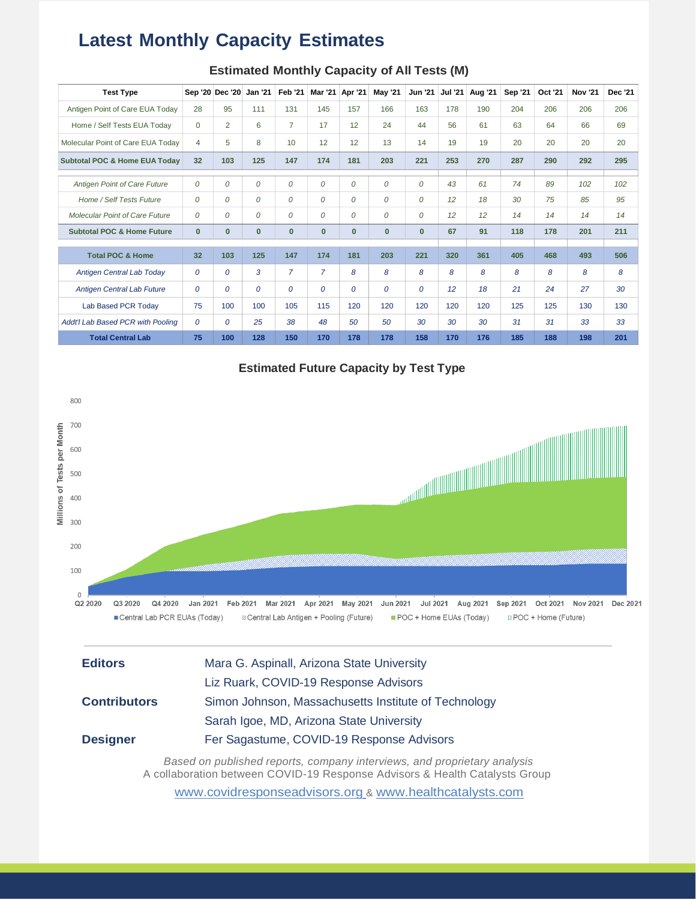# Latest Monthly Capacity Estimates

**Estimated Monthly Capacity of All Tests (M)**

| Test Type | Sep '20 | Dec '20 | Jan '21 | Feb '21 | Mar '21 | Apr '21 | May '21 | Jun '21 | Jul '21 | Aug '21 | Sep '21 | Oct '21 | Nov '21 | Dec '21 |
|---|---|---|---|---|---|---|---|---|---|---|---|---|---|---|
| Antigen Point of Care EUA Today | 28 | 95 | 111 | 131 | 145 | 157 | 166 | 163 | 178 | 190 | 204 | 206 | 206 | 206 |
| Home / Self Tests EUA Today | 0 | 2 | 6 | 7 | 17 | 12 | 24 | 44 | 56 | 61 | 63 | 64 | 66 | 69 |
| Molecular Point of Care EUA Today | 4 | 5 | 8 | 10 | 12 | 12 | 13 | 14 | 19 | 19 | 20 | 20 | 20 | 20 |
| **Subtotal POC & Home EUA Today** | **32** | **103** | **125** | **147** | **174** | **181** | **203** | **221** | **253** | **270** | **287** | **290** | **292** | **295** |
| *Antigen Point of Care Future* | *0* | *0* | *0* | *0* | *0* | *0* | *0* | *0* | *43* | *61* | *74* | *89* | *102* | *102* |
| *Home / Self Tests Future* | *0* | *0* | *0* | *0* | *0* | *0* | *0* | *0* | *12* | *18* | *30* | *75* | *85* | *95* |
| *Molecular Point of Care Future* | *0* | *0* | *0* | *0* | *0* | *0* | *0* | *0* | *12* | *12* | *14* | *14* | *14* | *14* |
| **Subtotal POC & Home Future** | **0** | **0** | **0** | **0** | **0** | **0** | **0** | **0** | **67** | **91** | **118** | **178** | **201** | **211** |
| **Total POC & Home** | **32** | **103** | **125** | **147** | **174** | **181** | **203** | **221** | **320** | **361** | **405** | **468** | **493** | **506** |
| *Antigen Central Lab Today* | *0* | *0* | *3* | *7* | *7* | *8* | *8* | *8* | *8* | *8* | *8* | *8* | *8* | *8* |
| *Antigen Central Lab Future* | *0* | *0* | *0* | *0* | *0* | *0* | *0* | *0* | *12* | *18* | *21* | *24* | *27* | *30* |
| Lab Based PCR Today | 75 | 100 | 100 | 105 | 115 | 120 | 120 | 120 | 120 | 120 | 125 | 125 | 130 | 130 |
| *Addt'l Lab Based PCR with Pooling* | *0* | *0* | *25* | *38* | *48* | *50* | *50* | *30* | *30* | *30* | *31* | *31* | *33* | *33* |
| **Total Central Lab** | **75** | **100** | **128** | **150** | **170** | **178** | **178** | **158** | **170** | **176** | **185** | **188** | **198** | **201** |

**Estimated Future Capacity by Test Type**

Millions of Tests per Month
0
100
200
300
400
500
600
700
800

Q2 2020, Q3 2020, Q4 2020, Jan 2021, Feb 2021, Mar 2021, Apr 2021, May 2021, Jun 2021, Jul 2021, Aug 2021, Sep 2021, Oct 2021, Nov 2021, Dec 2021

Central Lab PCR EUAs (Today) | Central Lab Antigen + Pooling (Future) | POC + Home EUAs (Today) | POC + Home (Future)

---

**Editors** Mara G. Aspinall, Arizona State University
Liz Ruark, COVID-19 Response Advisors

**Contributors** Simon Johnson, Massachusetts Institute of Technology
Sarah Igoe, MD, Arizona State University

**Designer** Fer Sagastume, COVID-19 Response Advisors

*Based on published reports, company interviews, and proprietary analysis*
A collaboration between COVID-19 Response Advisors & Health Catalysts Group

[www.covidresponseadvisors.org](http://www.covidresponseadvisors.org) & [www.healthcatalysts.com](http://www.healthcatalysts.com)